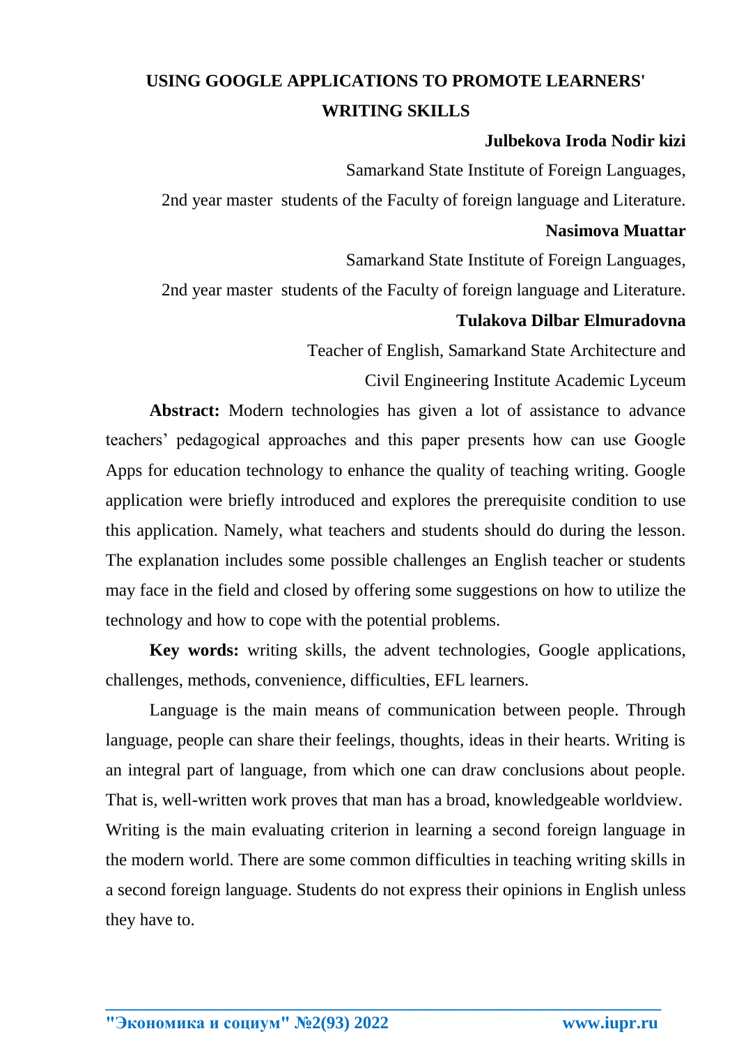# USING GOOGLE APPLICATIONS TO PROMOTE LEARNERS' WRITING SKILLS

**Julbekova Iroda Nodir kizi**

Samarkand State Institute of Foreign Languages,

2nd year master students of the Faculty of foreign language and Literature.

**Nasimova Muattar**

Samarkand State Institute of Foreign Languages,

2nd year master students of the Faculty of foreign language and Literature.

**Tulakova Dilbar Elmuradovna**

Teacher of English, Samarkand State Architecture and

Civil Engineering Institute Academic Lyceum

**Abstract:** Modern technologies has given a lot of assistance to advance teachers' pedagogical approaches and this paper presents how can use Google Apps for education technology to enhance the quality of teaching writing. Google application were briefly introduced and explores the prerequisite condition to use this application. Namely, what teachers and students should do during the lesson. The explanation includes some possible challenges an English teacher or students may face in the field and closed by offering some suggestions on how to utilize the technology and how to cope with the potential problems.

**Key words:** writing skills, the advent technologies, Google applications, challenges, methods, convenience, difficulties, EFL learners.

Language is the main means of communication between people. Through language, people can share their feelings, thoughts, ideas in their hearts. Writing is an integral part of language, from which one can draw conclusions about people. That is, well-written work proves that man has a broad, knowledgeable worldview. Writing is the main evaluating criterion in learning a second foreign language in the modern world. There are some common difficulties in teaching writing skills in a second foreign language. Students do not express their opinions in English unless they have to.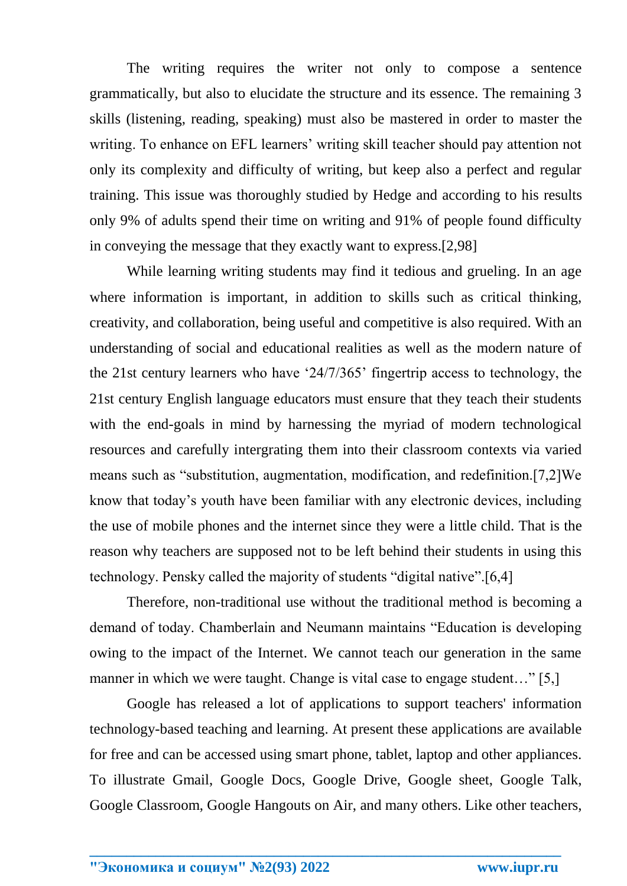The writing requires the writer not only to compose a sentence grammatically, but also to elucidate the structure and its essence. The remaining 3 skills (listening, reading, speaking) must also be mastered in order to master the writing. To enhance on EFL learners' writing skill teacher should pay attention not only its complexity and difficulty of writing, but keep also a perfect and regular training. This issue was thoroughly studied by Hedge and according to his results only 9% of adults spend their time on writing and 91% of people found difficulty in conveying the message that they exactly want to express.[2,98]

While learning writing students may find it tedious and grueling. In an age where information is important, in addition to skills such as critical thinking, creativity, and collaboration, being useful and competitive is also required. With an understanding of social and educational realities as well as the modern nature of the 21st century learners who have '24/7/365' fingertrip access to technology, the 21st century English language educators must ensure that they teach their students with the end-goals in mind by harnessing the myriad of modern technological resources and carefully intergrating them into their classroom contexts via varied means such as "substitution, augmentation, modification, and redefinition.[7,2]We know that today's youth have been familiar with any electronic devices, including the use of mobile phones and the internet since they were a little child. That is the reason why teachers are supposed not to be left behind their students in using this technology. Pensky called the majority of students "digital native".[6,4]

Therefore, non-traditional use without the traditional method is becoming a demand of today. Chamberlain and Neumann maintains "Education is developing owing to the impact of the Internet. We cannot teach our generation in the same manner in which we were taught. Change is vital case to engage student…" [5,]

Google has released a lot of applications to support teachers' information technology-based teaching and learning. At present these applications are available for free and can be accessed using smart phone, tablet, laptop and other appliances. To illustrate Gmail, Google Docs, Google Drive, Google sheet, Google Talk, Google Classroom, Google Hangouts on Air, and many others. Like other teachers,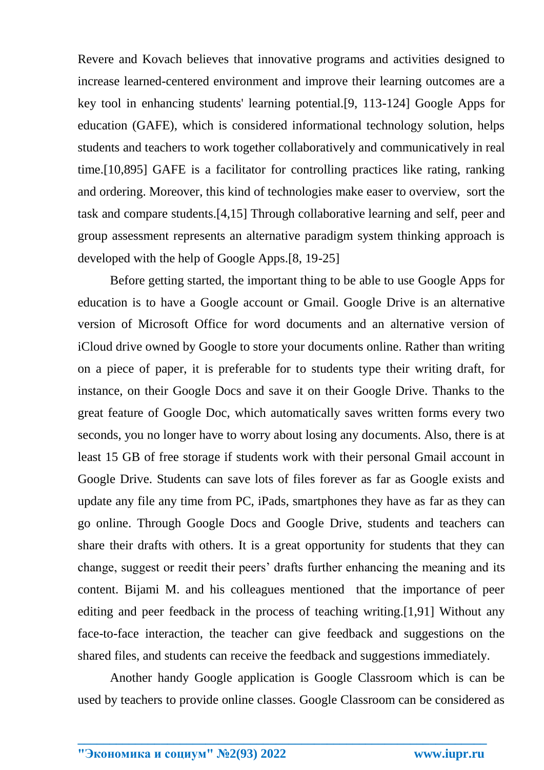Revere and Kovach believes that innovative programs and activities designed to increase learned-centered environment and improve their learning outcomes are a key tool in enhancing students' learning potential.[9, 113-124] Google Apps for education (GAFE), which is considered informational technology solution, helps students and teachers to work together collaboratively and communicatively in real time.[10,895] GAFE is a facilitator for controlling practices like rating, ranking and ordering. Moreover, this kind of technologies make easer to overview, sort the task and compare students.[4,15] Through collaborative learning and self, peer and group assessment represents an alternative paradigm system thinking approach is developed with the help of Google Apps.[8, 19-25]

Before getting started, the important thing to be able to use Google Apps for education is to have a Google account or Gmail. Google Drive is an alternative version of Microsoft Office for word documents and an alternative version of iCloud drive owned by Google to store your documents online. Rather than writing on a piece of paper, it is preferable for to students type their writing draft, for instance, on their Google Docs and save it on their Google Drive. Thanks to the great feature of Google Doc, which automatically saves written forms every two seconds, you no longer have to worry about losing any documents. Also, there is at least 15 GB of free storage if students work with their personal Gmail account in Google Drive. Students can save lots of files forever as far as Google exists and update any file any time from PC, iPads, smartphones they have as far as they can go online. Through Google Docs and Google Drive, students and teachers can share their drafts with others. It is a great opportunity for students that they can change, suggest or reedit their peers' drafts further enhancing the meaning and its content. Bijami M. and his colleagues mentioned that the importance of peer editing and peer feedback in the process of teaching writing.[1,91] Without any face-to-face interaction, the teacher can give feedback and suggestions on the shared files, and students can receive the feedback and suggestions immediately.

Another handy Google application is Google Classroom which is can be used by teachers to provide online classes. Google Classroom can be considered as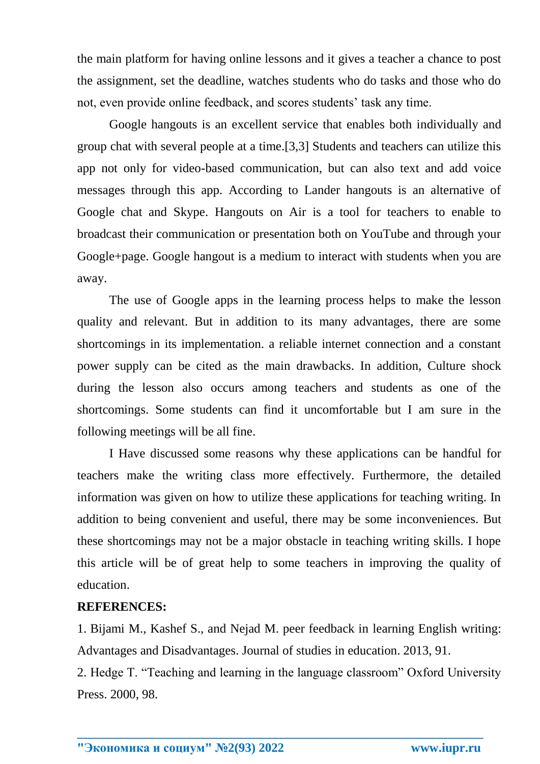the main platform for having online lessons and it gives a teacher a chance to post the assignment, set the deadline, watches students who do tasks and those who do not, even provide online feedback, and scores students' task any time.

Google hangouts is an excellent service that enables both individually and group chat with several people at a time.[3,3] Students and teachers can utilize this app not only for video-based communication, but can also text and add voice messages through this app. According to Lander hangouts is an alternative of Google chat and Skype. Hangouts on Air is a tool for teachers to enable to broadcast their communication or presentation both on YouTube and through your Google+page. Google hangout is a medium to interact with students when you are away.

The use of Google apps in the learning process helps to make the lesson quality and relevant. But in addition to its many advantages, there are some shortcomings in its implementation. a reliable internet connection and a constant power supply can be cited as the main drawbacks. In addition, Culture shock during the lesson also occurs among teachers and students as one of the shortcomings. Some students can find it uncomfortable but I am sure in the following meetings will be all fine.

I Have discussed some reasons why these applications can be handful for teachers make the writing class more effectively. Furthermore, the detailed information was given on how to utilize these applications for teaching writing. In addition to being convenient and useful, there may be some inconveniences. But these shortcomings may not be a major obstacle in teaching writing skills. I hope this article will be of great help to some teachers in improving the quality of education.

**REFERENCES:**

1. Bijami M., Kashef S., and Nejad M. peer feedback in learning English writing: Advantages and Disadvantages. Journal of studies in education. 2013, 91.
2. Hedge T. "Teaching and learning in the language classroom" Oxford University Press. 2000, 98.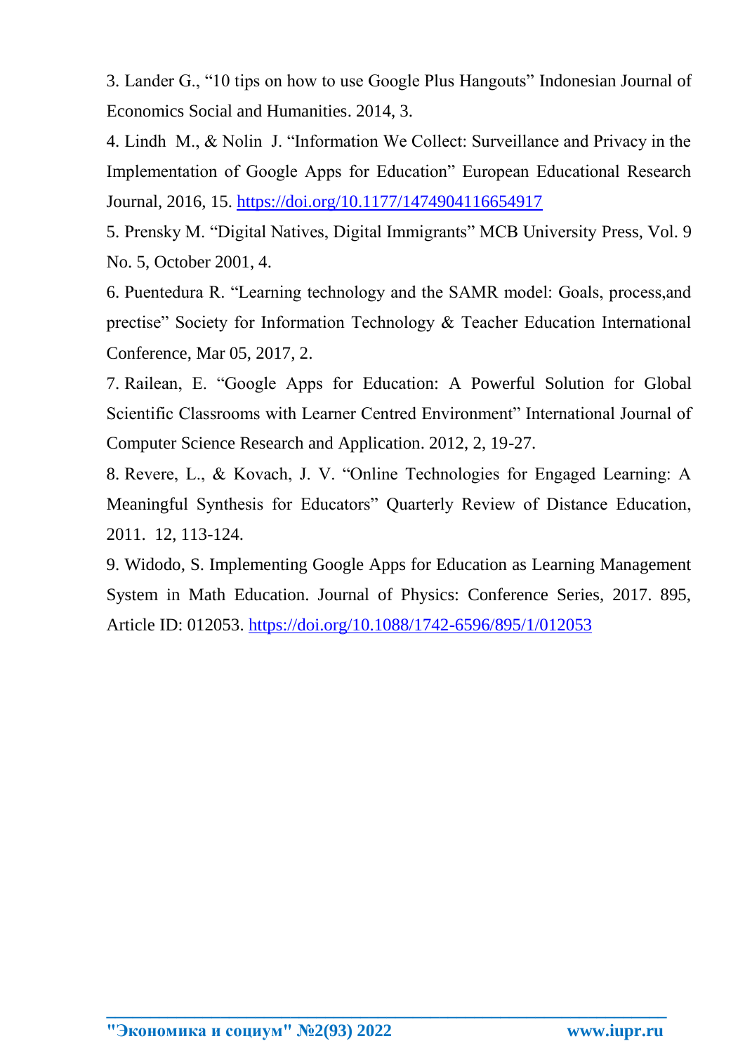3. Lander G., "10 tips on how to use Google Plus Hangouts" Indonesian Journal of Economics Social and Humanities. 2014, 3.

4. Lindh M., & Nolin J. "Information We Collect: Surveillance and Privacy in the Implementation of Google Apps for Education" European Educational Research Journal, 2016, 15. https://doi.org/10.1177/1474904116654917

5. Prensky M. "Digital Natives, Digital Immigrants" MCB University Press, Vol. 9 No. 5, October 2001, 4.

6. Puentedura R. "Learning technology and the SAMR model: Goals, process,and precise" Society for Information Technology & Teacher Education International Conference, Mar 05, 2017, 2.

7. Railean, E. "Google Apps for Education: A Powerful Solution for Global Scientific Classrooms with Learner Centred Environment" International Journal of Computer Science Research and Application. 2012, 2, 19-27.

8. Revere, L., & Kovach, J. V. "Online Technologies for Engaged Learning: A Meaningful Synthesis for Educators" Quarterly Review of Distance Education, 2011. 12, 113-124.

9. Widodo, S. Implementing Google Apps for Education as Learning Management System in Math Education. Journal of Physics: Conference Series, 2017. 895, Article ID: 012053. https://doi.org/10.1088/1742-6596/895/1/012053